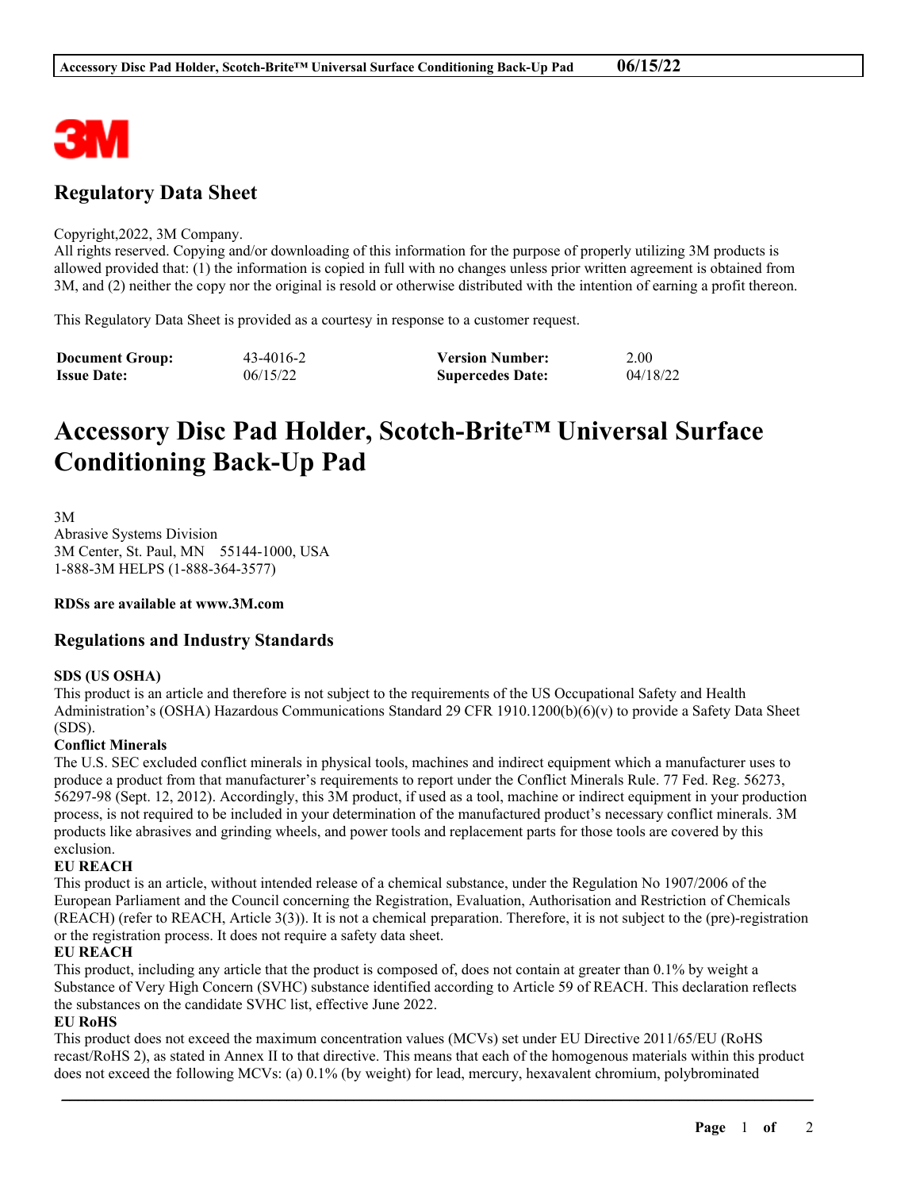# Regulatory Data Sheet

Copyright,2022, 3M Company.
All rights reserved. Copying and/or downloading of this information for the purpose of properly utilizing 3M products is allowed provided that: (1) the information is copied in full with no changes unless prior written agreement is obtained from 3M, and (2) neither the copy nor the original is resold or otherwise distributed with the intention of earning a profit thereon.

This Regulatory Data Sheet is provided as a courtesy in response to a customer request.

| **Document Group:** | 43-4016-2 | **Version Number:** | 2.00 |
|---|---|---|---|
| **Issue Date:** | 06/15/22 | **Supercedes Date:** | 04/18/22 |

# Accessory Disc Pad Holder, Scotch-Brite™ Universal Surface Conditioning Back-Up Pad

3M
Abrasive Systems Division
3M Center, St. Paul, MN 55144-1000, USA
1-888-3M HELPS (1-888-364-3577)

**RDSs are available at www.3M.com**

## Regulations and Industry Standards

**SDS (US OSHA)**
This product is an article and therefore is not subject to the requirements of the US Occupational Safety and Health Administration's (OSHA) Hazardous Communications Standard 29 CFR 1910.1200(b)(6)(v) to provide a Safety Data Sheet (SDS).

**Conflict Minerals**
The U.S. SEC excluded conflict minerals in physical tools, machines and indirect equipment which a manufacturer uses to produce a product from that manufacturer's requirements to report under the Conflict Minerals Rule. 77 Fed. Reg. 56273, 56297-98 (Sept. 12, 2012). Accordingly, this 3M product, if used as a tool, machine or indirect equipment in your production process, is not required to be included in your determination of the manufactured product's necessary conflict minerals. 3M products like abrasives and grinding wheels, and power tools and replacement parts for those tools are covered by this exclusion.

**EU REACH**
This product is an article, without intended release of a chemical substance, under the Regulation No 1907/2006 of the European Parliament and the Council concerning the Registration, Evaluation, Authorisation and Restriction of Chemicals (REACH) (refer to REACH, Article 3(3)). It is not a chemical preparation. Therefore, it is not subject to the (pre)-registration or the registration process. It does not require a safety data sheet.

**EU REACH**
This product, including any article that the product is composed of, does not contain at greater than 0.1% by weight a Substance of Very High Concern (SVHC) substance identified according to Article 59 of REACH. This declaration reflects the substances on the candidate SVHC list, effective June 2022.

**EU RoHS**
This product does not exceed the maximum concentration values (MCVs) set under EU Directive 2011/65/EU (RoHS recast/RoHS 2), as stated in Annex II to that directive. This means that each of the homogenous materials within this product does not exceed the following MCVs: (a) 0.1% (by weight) for lead, mercury, hexavalent chromium, polybrominated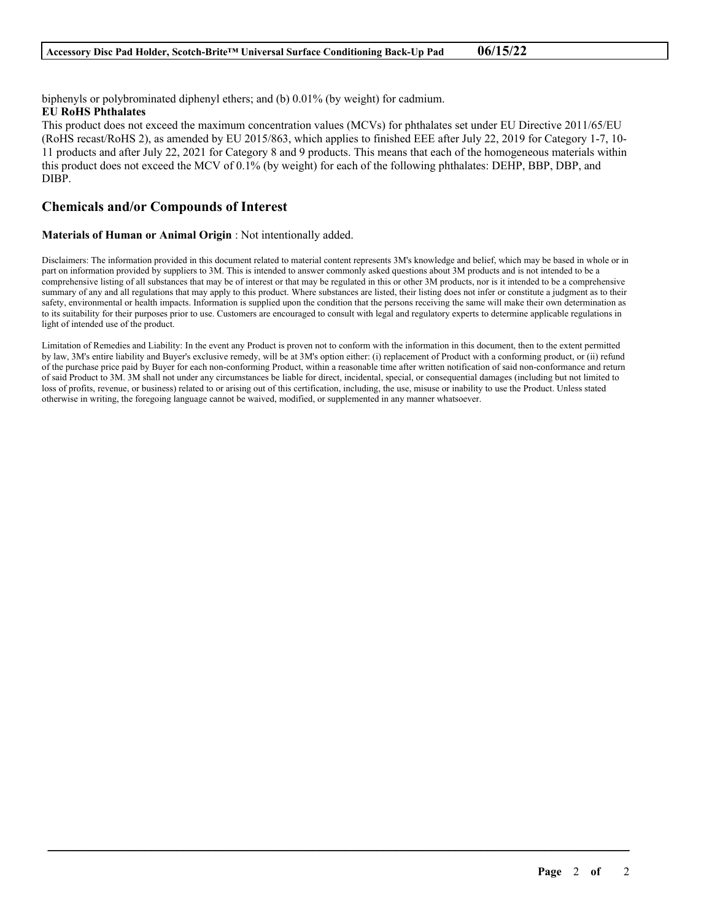biphenyls or polybrominated diphenyl ethers; and (b) 0.01% (by weight) for cadmium.

**EU RoHS Phthalates**

This product does not exceed the maximum concentration values (MCVs) for phthalates set under EU Directive 2011/65/EU (RoHS recast/RoHS 2), as amended by EU 2015/863, which applies to finished EEE after July 22, 2019 for Category 1-7, 10-11 products and after July 22, 2021 for Category 8 and 9 products. This means that each of the homogeneous materials within this product does not exceed the MCV of 0.1% (by weight) for each of the following phthalates: DEHP, BBP, DBP, and DIBP.

## Chemicals and/or Compounds of Interest

**Materials of Human or Animal Origin** : Not intentionally added.

Disclaimers: The information provided in this document related to material content represents 3M's knowledge and belief, which may be based in whole or in part on information provided by suppliers to 3M. This is intended to answer commonly asked questions about 3M products and is not intended to be a comprehensive listing of all substances that may be of interest or that may be regulated in this or other 3M products, nor is it intended to be a comprehensive summary of any and all regulations that may apply to this product. Where substances are listed, their listing does not infer or constitute a judgment as to their safety, environmental or health impacts. Information is supplied upon the condition that the persons receiving the same will make their own determination as to its suitability for their purposes prior to use. Customers are encouraged to consult with legal and regulatory experts to determine applicable regulations in light of intended use of the product.

Limitation of Remedies and Liability: In the event any Product is proven not to conform with the information in this document, then to the extent permitted by law, 3M's entire liability and Buyer's exclusive remedy, will be at 3M's option either: (i) replacement of Product with a conforming product, or (ii) refund of the purchase price paid by Buyer for each non-conforming Product, within a reasonable time after written notification of said non-conformance and return of said Product to 3M. 3M shall not under any circumstances be liable for direct, incidental, special, or consequential damages (including but not limited to loss of profits, revenue, or business) related to or arising out of this certification, including, the use, misuse or inability to use the Product. Unless stated otherwise in writing, the foregoing language cannot be waived, modified, or supplemented in any manner whatsoever.